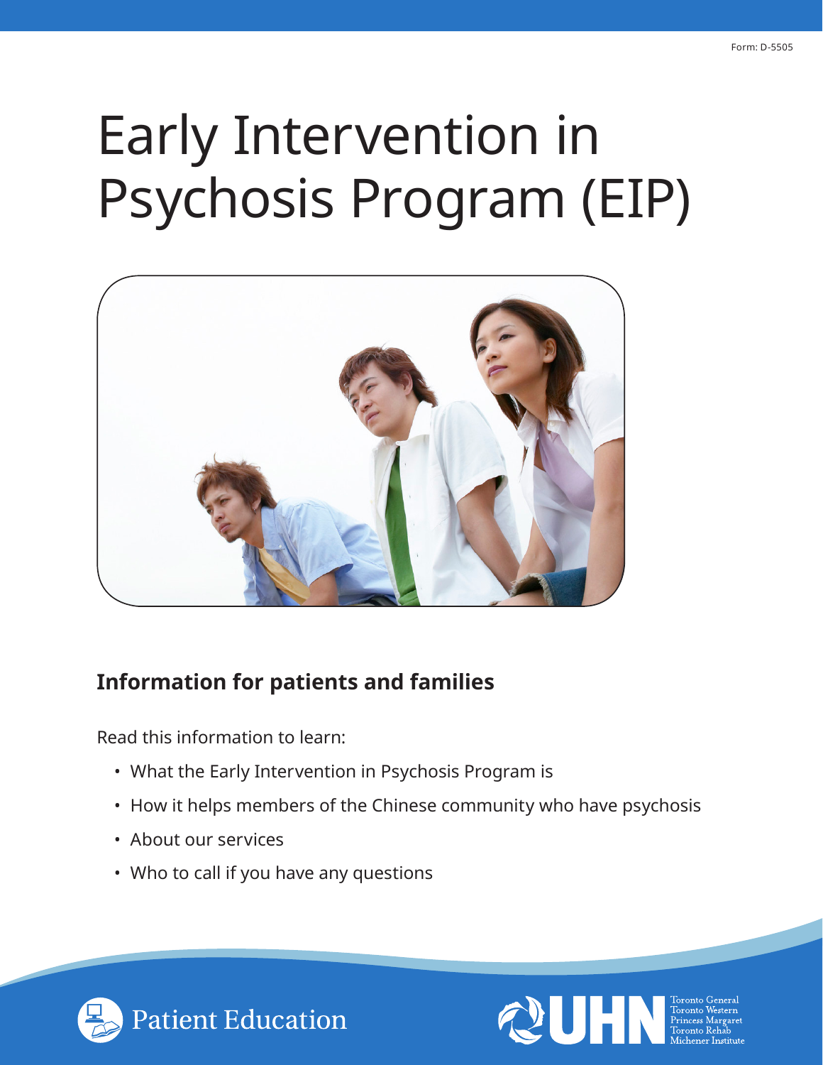Form: D-5505

# Early Intervention in Psychosis Program (EIP)

## Information for patients and families

Read this information to learn:

- What the Early Intervention in Psychosis Program is
- How it helps members of the Chinese community who have psychosis
- About our services
- Who to call if you have any questions

Patient Education

UHN Toronto General Toronto Western Princess Margaret Toronto Rehab Michener Institute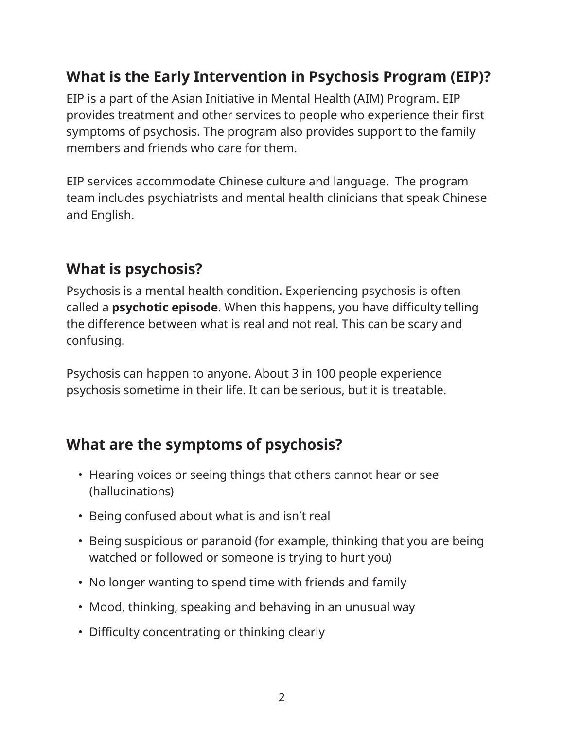## What is the Early Intervention in Psychosis Program (EIP)?

EIP is a part of the Asian Initiative in Mental Health (AIM) Program. EIP provides treatment and other services to people who experience their first symptoms of psychosis. The program also provides support to the family members and friends who care for them.

EIP services accommodate Chinese culture and language. The program team includes psychiatrists and mental health clinicians that speak Chinese and English.

## What is psychosis?

Psychosis is a mental health condition. Experiencing psychosis is often called a **psychotic episode**. When this happens, you have difficulty telling the difference between what is real and not real. This can be scary and confusing.

Psychosis can happen to anyone. About 3 in 100 people experience psychosis sometime in their life. It can be serious, but it is treatable.

## What are the symptoms of psychosis?

- Hearing voices or seeing things that others cannot hear or see (hallucinations)
- Being confused about what is and isn't real
- Being suspicious or paranoid (for example, thinking that you are being watched or followed or someone is trying to hurt you)
- No longer wanting to spend time with friends and family
- Mood, thinking, speaking and behaving in an unusual way
- Difficulty concentrating or thinking clearly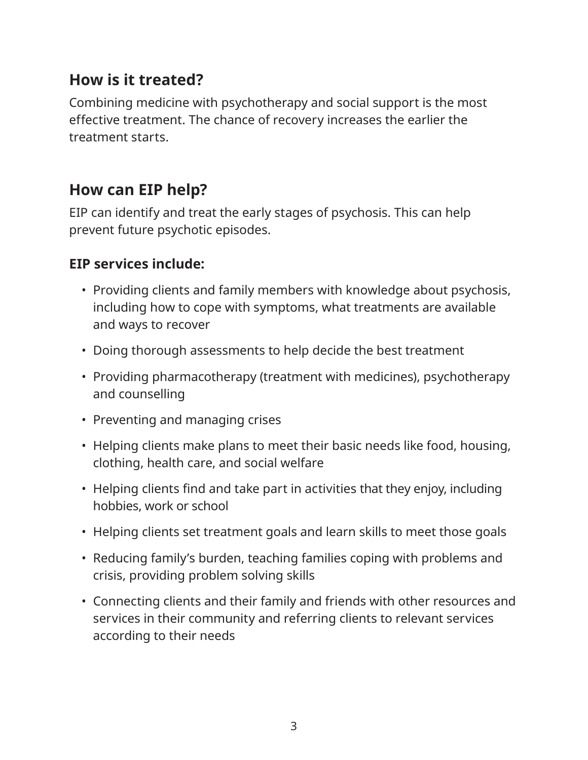## How is it treated?

Combining medicine with psychotherapy and social support is the most effective treatment. The chance of recovery increases the earlier the treatment starts.

## How can EIP help?

EIP can identify and treat the early stages of psychosis. This can help prevent future psychotic episodes.

### EIP services include:

- Providing clients and family members with knowledge about psychosis, including how to cope with symptoms, what treatments are available and ways to recover
- Doing thorough assessments to help decide the best treatment
- Providing pharmacotherapy (treatment with medicines), psychotherapy and counselling
- Preventing and managing crises
- Helping clients make plans to meet their basic needs like food, housing, clothing, health care, and social welfare
- Helping clients find and take part in activities that they enjoy, including hobbies, work or school
- Helping clients set treatment goals and learn skills to meet those goals
- Reducing family's burden, teaching families coping with problems and crisis, providing problem solving skills
- Connecting clients and their family and friends with other resources and services in their community and referring clients to relevant services according to their needs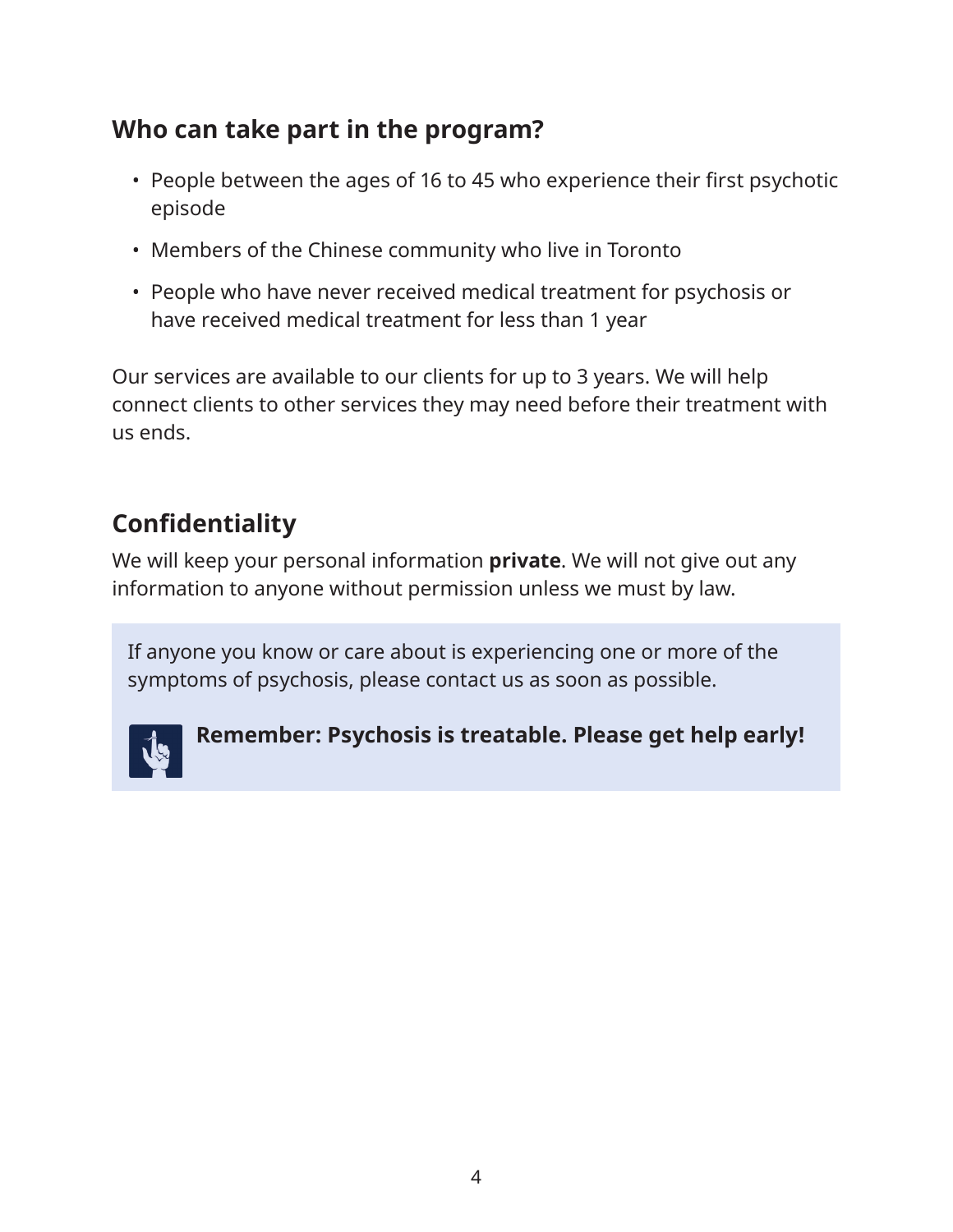## Who can take part in the program?

- People between the ages of 16 to 45 who experience their first psychotic episode
- Members of the Chinese community who live in Toronto
- People who have never received medical treatment for psychosis or have received medical treatment for less than 1 year

Our services are available to our clients for up to 3 years. We will help connect clients to other services they may need before their treatment with us ends.

## Confidentiality

We will keep your personal information **private**. We will not give out any information to anyone without permission unless we must by law.

If anyone you know or care about is experiencing one or more of the symptoms of psychosis, please contact us as soon as possible.

**Remember: Psychosis is treatable. Please get help early!**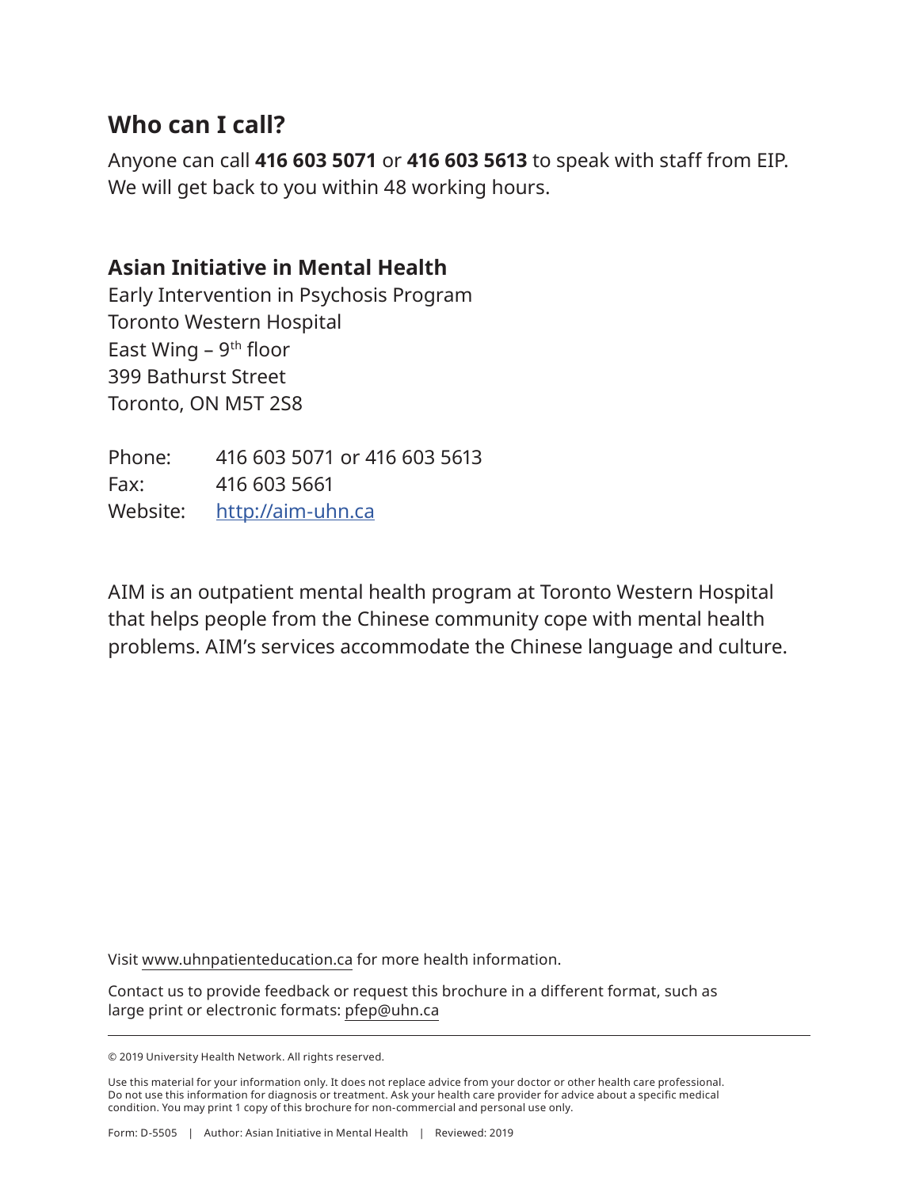## Who can I call?

Anyone can call **416 603 5071** or **416 603 5613** to speak with staff from EIP. We will get back to you within 48 working hours.

**Asian Initiative in Mental Health**
Early Intervention in Psychosis Program
Toronto Western Hospital
East Wing – 9th floor
399 Bathurst Street
Toronto, ON M5T 2S8

Phone: 416 603 5071 or 416 603 5613
Fax: 416 603 5661
Website: http://aim-uhn.ca

AIM is an outpatient mental health program at Toronto Western Hospital that helps people from the Chinese community cope with mental health problems. AIM's services accommodate the Chinese language and culture.

Visit www.uhnpatienteducation.ca for more health information.

Contact us to provide feedback or request this brochure in a different format, such as large print or electronic formats: pfep@uhn.ca

© 2019 University Health Network. All rights reserved.

Use this material for your information only. It does not replace advice from your doctor or other health care professional. Do not use this information for diagnosis or treatment. Ask your health care provider for advice about a specific medical condition. You may print 1 copy of this brochure for non-commercial and personal use only.

Form: D-5505 | Author: Asian Initiative in Mental Health | Reviewed: 2019